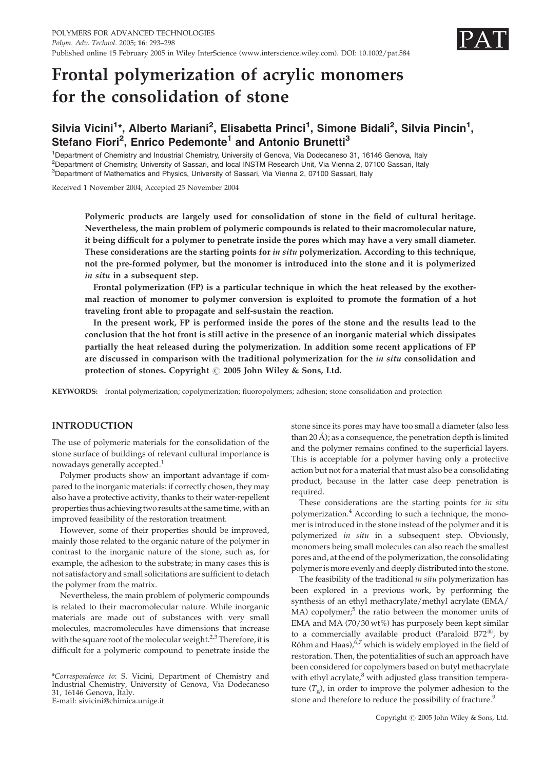# Frontal polymerization of acrylic monomers for the consolidation of stone

**Silvia Vicini[1]\*, Alberto Mariani[2], Elisabetta Princi[1], Simone Bidali[2], Silvia Pincin[1], Stefano Fiori[2], Enrico Pedemonte[1] and Antonio Brunetti[3]**

[1]Department of Chemistry and Industrial Chemistry, University of Genova, Via Dodecaneso 31, 16146 Genova, Italy
[2]Department of Chemistry, University of Sassari, and local INSTM Research Unit, Via Vienna 2, 07100 Sassari, Italy
[3]Department of Mathematics and Physics, University of Sassari, Via Vienna 2, 07100 Sassari, Italy

Received 1 November 2004; Accepted 25 November 2004

**Polymeric products are largely used for consolidation of stone in the field of cultural heritage. Nevertheless, the main problem of polymeric compounds is related to their macromolecular nature, it being difficult for a polymer to penetrate inside the pores which may have a very small diameter. These considerations are the starting points for *in situ* polymerization. According to this technique, not the pre-formed polymer, but the monomer is introduced into the stone and it is polymerized *in situ* in a subsequent step.**

**Frontal polymerization (FP) is a particular technique in which the heat released by the exothermal reaction of monomer to polymer conversion is exploited to promote the formation of a hot traveling front able to propagate and self-sustain the reaction.**

**In the present work, FP is performed inside the pores of the stone and the results lead to the conclusion that the hot front is still active in the presence of an inorganic material which dissipates partially the heat released during the polymerization. In addition some recent applications of FP are discussed in comparison with the traditional polymerization for the *in situ* consolidation and protection of stones. Copyright © 2005 John Wiley & Sons, Ltd.**

**KEYWORDS:** frontal polymerization; copolymerization; fluoropolymers; adhesion; stone consolidation and protection

## INTRODUCTION

The use of polymeric materials for the consolidation of the stone surface of buildings of relevant cultural importance is nowadays generally accepted.[1]

Polymer products show an important advantage if compared to the inorganic materials: if correctly chosen, they may also have a protective activity, thanks to their water-repellent properties thus achieving two results at the same time, with an improved feasibility of the restoration treatment.

However, some of their properties should be improved, mainly those related to the organic nature of the polymer in contrast to the inorganic nature of the stone, such as, for example, the adhesion to the substrate; in many cases this is not satisfactory and small solicitations are sufficient to detach the polymer from the matrix.

Nevertheless, the main problem of polymeric compounds is related to their macromolecular nature. While inorganic materials are made out of substances with very small molecules, macromolecules have dimensions that increase with the square root of the molecular weight.[2,3] Therefore, it is difficult for a polymeric compound to penetrate inside the stone since its pores may have too small a diameter (also less than 20 Å); as a consequence, the penetration depth is limited and the polymer remains confined to the superficial layers. This is acceptable for a polymer having only a protective action but not for a material that must also be a consolidating product, because in the latter case deep penetration is required.

These considerations are the starting points for *in situ* polymerization.[4] According to such a technique, the monomer is introduced in the stone instead of the polymer and it is polymerized *in situ* in a subsequent step. Obviously, monomers being small molecules can also reach the smallest pores and, at the end of the polymerization, the consolidating polymer is more evenly and deeply distributed into the stone.

The feasibility of the traditional *in situ* polymerization has been explored in a previous work, by performing the synthesis of an ethyl methacrylate/methyl acrylate (EMA/MA) copolymer;[5] the ratio between the monomer units of EMA and MA (70/30 wt%) has purposely been kept similar to a commercially available product (Paraloid B72®, by Röhm and Haas),[6,7] which is widely employed in the field of restoration. Then, the potentialities of such an approach have been considered for copolymers based on butyl methacrylate with ethyl acrylate,[8] with adjusted glass transition temperature ($T_g$), in order to improve the polymer adhesion to the stone and therefore to reduce the possibility of fracture.[9]

\*Correspondence to: S. Vicini, Department of Chemistry and Industrial Chemistry, University of Genova, Via Dodecaneso 31, 16146 Genova, Italy.
E-mail: sivicini@chimica.unige.it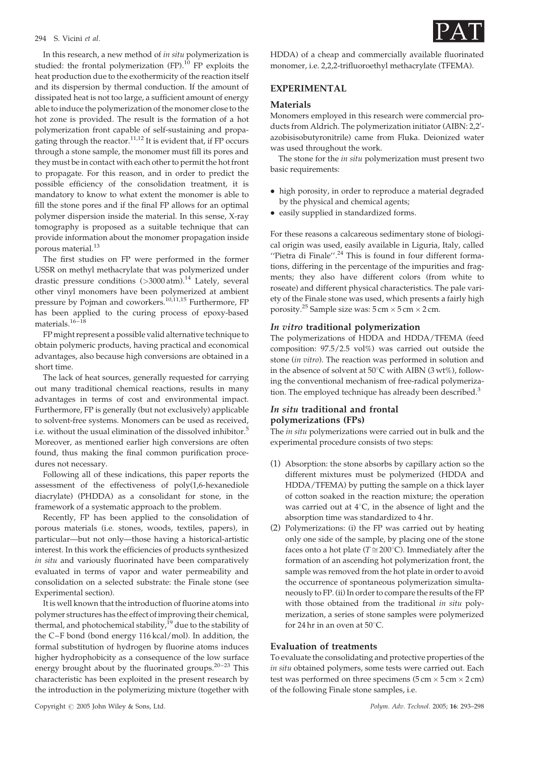In this research, a new method of *in situ* polymerization is studied: the frontal polymerization (FP).[10] FP exploits the heat production due to the exothermicity of the reaction itself and its dispersion by thermal conduction. If the amount of dissipated heat is not too large, a sufficient amount of energy able to induce the polymerization of the monomer close to the hot zone is provided. The result is the formation of a hot polymerization front capable of self-sustaining and propagating through the reactor.[11,12] It is evident that, if FP occurs through a stone sample, the monomer must fill its pores and they must be in contact with each other to permit the hot front to propagate. For this reason, and in order to predict the possible efficiency of the consolidation treatment, it is mandatory to know to what extent the monomer is able to fill the stone pores and if the final FP allows for an optimal polymer dispersion inside the material. In this sense, X-ray tomography is proposed as a suitable technique that can provide information about the monomer propagation inside porous material.[13]

The first studies on FP were performed in the former USSR on methyl methacrylate that was polymerized under drastic pressure conditions (>3000 atm).[14] Lately, several other vinyl monomers have been polymerized at ambient pressure by Pojman and coworkers.[10,11,15] Furthermore, FP has been applied to the curing process of epoxy-based materials.[16–18]

FP might represent a possible valid alternative technique to obtain polymeric products, having practical and economical advantages, also because high conversions are obtained in a short time.

The lack of heat sources, generally requested for carrying out many traditional chemical reactions, results in many advantages in terms of cost and environmental impact. Furthermore, FP is generally (but not exclusively) applicable to solvent-free systems. Monomers can be used as received, i.e. without the usual elimination of the dissolved inhibitor.[5] Moreover, as mentioned earlier high conversions are often found, thus making the final common purification procedures not necessary.

Following all of these indications, this paper reports the assessment of the effectiveness of poly(1,6-hexanediole diacrylate) (PHDDA) as a consolidant for stone, in the framework of a systematic approach to the problem.

Recently, FP has been applied to the consolidation of porous materials (i.e. stones, woods, textiles, papers), in particular—but not only—those having a historical-artistic interest. In this work the efficiencies of products synthesized *in situ* and variously fluorinated have been comparatively evaluated in terms of vapor and water permeability and consolidation on a selected substrate: the Finale stone (see Experimental section).

It is well known that the introduction of fluorine atoms into polymer structures has the effect of improving their chemical, thermal, and photochemical stability,[19] due to the stability of the C–F bond (bond energy 116 kcal/mol). In addition, the formal substitution of hydrogen by fluorine atoms induces higher hydrophobicity as a consequence of the low surface energy brought about by the fluorinated groups.[20–23] This characteristic has been exploited in the present research by the introduction in the polymerizing mixture (together with HDDA) of a cheap and commercially available fluorinated monomer, i.e. 2,2,2-trifluoroethyl methacrylate (TFEMA).

## EXPERIMENTAL

### Materials

Monomers employed in this research were commercial products from Aldrich. The polymerization initiator (AIBN: 2,2′-azobisisobutyronitrile) came from Fluka. Deionized water was used throughout the work.

The stone for the *in situ* polymerization must present two basic requirements:

- high porosity, in order to reproduce a material degraded by the physical and chemical agents;
- easily supplied in standardized forms.

For these reasons a calcareous sedimentary stone of biological origin was used, easily available in Liguria, Italy, called "Pietra di Finale".[24] This is found in four different formations, differing in the percentage of the impurities and fragments; they also have different colors (from white to roseate) and different physical characteristics. The pale variety of the Finale stone was used, which presents a fairly high porosity.[25] Sample size was: 5 cm × 5 cm × 2 cm.

### *In vitro* traditional polymerization

The polymerizations of HDDA and HDDA/TFEMA (feed composition: 97.5/2.5 vol%) was carried out outside the stone (*in vitro*). The reaction was performed in solution and in the absence of solvent at 50°C with AIBN (3 wt%), following the conventional mechanism of free-radical polymerization. The employed technique has already been described.[3]

### *In situ* traditional and frontal polymerizations (FPs)

The *in situ* polymerizations were carried out in bulk and the experimental procedure consists of two steps:

(1) Absorption: the stone absorbs by capillary action so the different mixtures must be polymerized (HDDA and HDDA/TFEMA) by putting the sample on a thick layer of cotton soaked in the reaction mixture; the operation was carried out at 4°C, in the absence of light and the absorption time was standardized to 4 hr.
(2) Polymerizations: (i) the FP was carried out by heating only one side of the sample, by placing one of the stone faces onto a hot plate ($T \cong 200$°C). Immediately after the formation of an ascending hot polymerization front, the sample was removed from the hot plate in order to avoid the occurrence of spontaneous polymerization simultaneously to FP. (ii) In order to compare the results of the FP with those obtained from the traditional *in situ* polymerization, a series of stone samples were polymerized for 24 hr in an oven at 50°C.

### Evaluation of treatments

To evaluate the consolidating and protective properties of the *in situ* obtained polymers, some tests were carried out. Each test was performed on three specimens (5 cm × 5 cm × 2 cm) of the following Finale stone samples, i.e.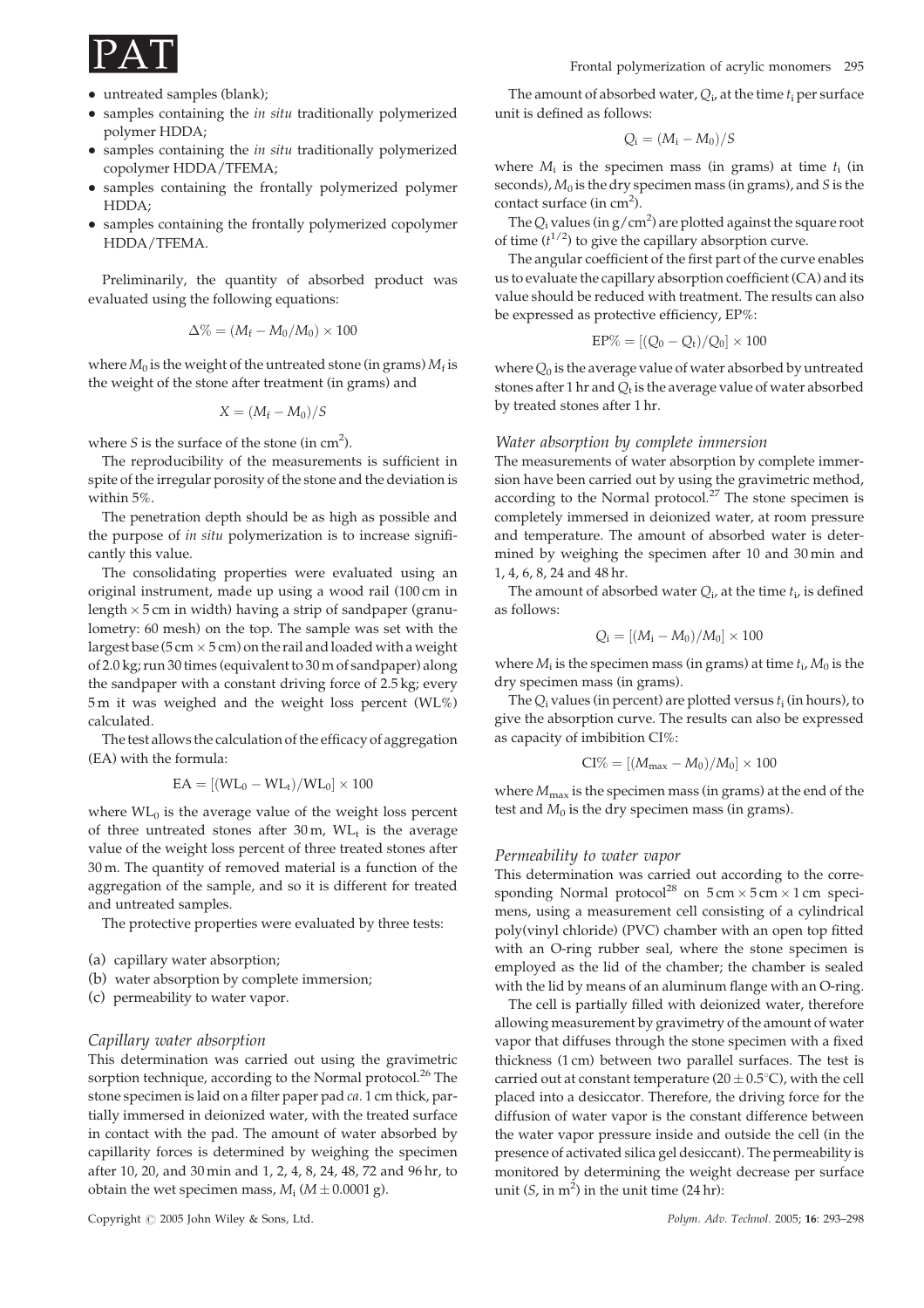- untreated samples (blank);
- samples containing the *in situ* traditionally polymerized polymer HDDA;
- samples containing the *in situ* traditionally polymerized copolymer HDDA/TFEMA;
- samples containing the frontally polymerized polymer HDDA;
- samples containing the frontally polymerized copolymer HDDA/TFEMA.

Preliminarily, the quantity of absorbed product was evaluated using the following equations:

$$\Delta\% = (M_f - M_0/M_0) \times 100$$

where $M_0$ is the weight of the untreated stone (in grams) $M_f$ is the weight of the stone after treatment (in grams) and

$$X = (M_f - M_0)/S$$

where $S$ is the surface of the stone (in $cm^2$).

The reproducibility of the measurements is sufficient in spite of the irregular porosity of the stone and the deviation is within 5%.

The penetration depth should be as high as possible and the purpose of *in situ* polymerization is to increase significantly this value.

The consolidating properties were evaluated using an original instrument, made up using a wood rail (100 cm in length × 5 cm in width) having a strip of sandpaper (granulometry: 60 mesh) on the top. The sample was set with the largest base (5 cm × 5 cm) on the rail and loaded with a weight of 2.0 kg; run 30 times (equivalent to 30 m of sandpaper) along the sandpaper with a constant driving force of 2.5 kg; every 5 m it was weighed and the weight loss percent (WL%) calculated.

The test allows the calculation of the efficacy of aggregation (EA) with the formula:

$$EA = [(WL_0 - WL_t)/WL_0] \times 100$$

where $WL_0$ is the average value of the weight loss percent of three untreated stones after 30 m, $WL_t$ is the average value of the weight loss percent of three treated stones after 30 m. The quantity of removed material is a function of the aggregation of the sample, and so it is different for treated and untreated samples.

The protective properties were evaluated by three tests:

(a) capillary water absorption;
(b) water absorption by complete immersion;
(c) permeability to water vapor.

### *Capillary water absorption*

This determination was carried out using the gravimetric sorption technique, according to the Normal protocol.[26] The stone specimen is laid on a filter paper pad *ca.* 1 cm thick, partially immersed in deionized water, with the treated surface in contact with the pad. The amount of water absorbed by capillary forces is determined by weighing the specimen after 10, 20, and 30 min and 1, 2, 4, 8, 24, 48, 72 and 96 hr, to obtain the wet specimen mass, $M_i$ ($M \pm 0.0001$ g).

The amount of absorbed water, $Q_i$, at the time $t_i$ per surface unit is defined as follows:

$$Q_i = (M_i - M_0)/S$$

where $M_i$ is the specimen mass (in grams) at time $t_i$ (in seconds), $M_0$ is the dry specimen mass (in grams), and $S$ is the contact surface (in $cm^2$).

The $Q_i$ values (in $g/cm^2$) are plotted against the square root of time ($t^{1/2}$) to give the capillary absorption curve.

The angular coefficient of the first part of the curve enables us to evaluate the capillary absorption coefficient (CA) and its value should be reduced with treatment. The results can also be expressed as protective efficiency, EP%:

$$EP\% = [(Q_0 - Q_t)/Q_0] \times 100$$

where $Q_0$ is the average value of water absorbed by untreated stones after 1 hr and $Q_t$ is the average value of water absorbed by treated stones after 1 hr.

### *Water absorption by complete immersion*

The measurements of water absorption by complete immersion have been carried out by using the gravimetric method, according to the Normal protocol.[27] The stone specimen is completely immersed in deionized water, at room pressure and temperature. The amount of absorbed water is determined by weighing the specimen after 10 and 30 min and 1, 4, 6, 8, 24 and 48 hr.

The amount of absorbed water $Q_i$, at the time $t_i$, is defined as follows:

$$Q_i = [(M_i - M_0)/M_0] \times 100$$

where $M_i$ is the specimen mass (in grams) at time $t_i$, $M_0$ is the dry specimen mass (in grams).

The $Q_i$ values (in percent) are plotted versus $t_i$ (in hours), to give the absorption curve. The results can also be expressed as capacity of imbibition CI%:

$$CI\% = [(M_{max} - M_0)/M_0] \times 100$$

where $M_{max}$ is the specimen mass (in grams) at the end of the test and $M_0$ is the dry specimen mass (in grams).

### *Permeability to water vapor*

This determination was carried out according to the corresponding Normal protocol[28] on 5 cm × 5 cm × 1 cm specimens, using a measurement cell consisting of a cylindrical poly(vinyl chloride) (PVC) chamber with an open top fitted with an O-ring rubber seal, where the stone specimen is employed as the lid of the chamber; the chamber is sealed with the lid by means of an aluminum flange with an O-ring.

The cell is partially filled with deionized water, therefore allowing measurement by gravimetry of the amount of water vapor that diffuses through the stone specimen with a fixed thickness (1 cm) between two parallel surfaces. The test is carried out at constant temperature ($20 \pm 0.5$°C), with the cell placed into a desiccator. Therefore, the driving force for the diffusion of water vapor is the constant difference between the water vapor pressure inside and outside the cell (in the presence of activated silica gel desiccant). The permeability is monitored by determining the weight decrease per surface unit ($S$, in $m^2$) in the unit time (24 hr):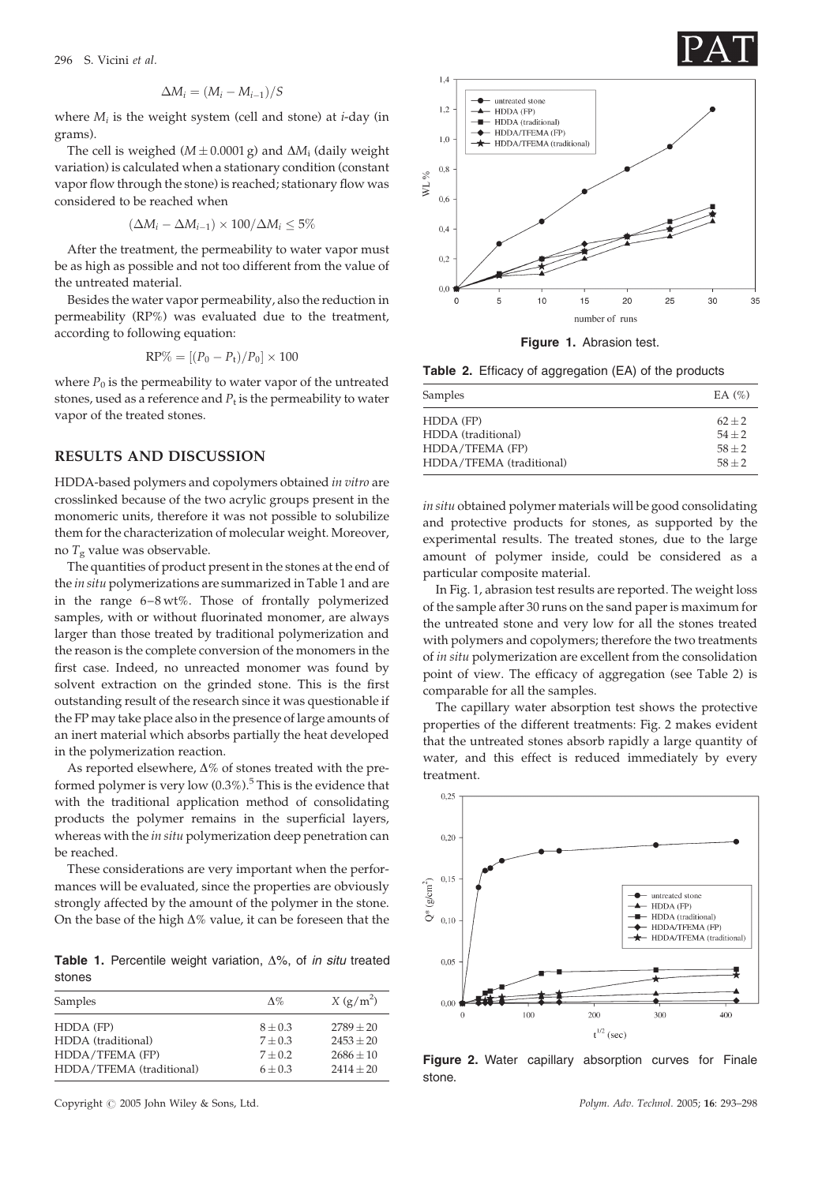$$\Delta M_i = (M_i - M_{i-1})/S$$

where $M_i$ is the weight system (cell and stone) at *i*-day (in grams).

The cell is weighed ($M \pm 0.0001$ g) and $\Delta M_i$ (daily weight variation) is calculated when a stationary condition (constant vapor flow through the stone) is reached; stationary flow was considered to be reached when

$$(\Delta M_i - \Delta M_{i-1}) \times 100/\Delta M_i \leq 5\%$$

After the treatment, the permeability to water vapor must be as high as possible and not too different from the value of the untreated material.

Besides the water vapor permeability, also the reduction in permeability (RP%) was evaluated due to the treatment, according to following equation:

$$\text{RP\%} = [(P_0 - P_t)/P_0] \times 100$$

where $P_0$ is the permeability to water vapor of the untreated stones, used as a reference and $P_t$ is the permeability to water vapor of the treated stones.

## RESULTS AND DISCUSSION

HDDA-based polymers and copolymers obtained *in vitro* are crosslinked because of the two acrylic groups present in the monomeric units, therefore it was not possible to solubilize them for the characterization of molecular weight. Moreover, no $T_g$ value was observable.

The quantities of product present in the stones at the end of the *in situ* polymerizations are summarized in Table 1 and are in the range 6–8 wt%. Those of frontally polymerized samples, with or without fluorinated monomer, are always larger than those treated by traditional polymerization and the reason is the complete conversion of the monomers in the first case. Indeed, no unreacted monomer was found by solvent extraction on the grinded stone. This is the first outstanding result of the research since it was questionable if the FP may take place also in the presence of large amounts of an inert material which absorbs partially the heat developed in the polymerization reaction.

As reported elsewhere, $\Delta\%$ of stones treated with the preformed polymer is very low (0.3%).[5] This is the evidence that with the traditional application method of consolidating products the polymer remains in the superficial layers, whereas with the *in situ* polymerization deep penetration can be reached.

These considerations are very important when the performances will be evaluated, since the properties are obviously strongly affected by the amount of the polymer in the stone. On the base of the high $\Delta\%$ value, it can be foreseen that the *in situ* obtained polymer materials will be good consolidating and protective products for stones, as supported by the experimental results. The treated stones, due to the large amount of polymer inside, could be considered as a particular composite material.

**Table 1.** Percentile weight variation, $\Delta\%$, of *in situ* treated stones

| Samples | $\Delta\%$ | $X$ (g/m$^2$) |
|---|---|---|
| HDDA (FP) | $8 \pm 0.3$ | $2789 \pm 20$ |
| HDDA (traditional) | $7 \pm 0.3$ | $2453 \pm 20$ |
| HDDA/TFEMA (FP) | $7 \pm 0.2$ | $2686 \pm 10$ |
| HDDA/TFEMA (traditional) | $6 \pm 0.3$ | $2414 \pm 20$ |

**Figure 1.** Abrasion test.

**Table 2.** Efficacy of aggregation (EA) of the products

| Samples | EA (%) |
|---|---|
| HDDA (FP) | $62 \pm 2$ |
| HDDA (traditional) | $54 \pm 2$ |
| HDDA/TFEMA (FP) | $58 \pm 2$ |
| HDDA/TFEMA (traditional) | $58 \pm 2$ |

In Fig. 1, abrasion test results are reported. The weight loss of the sample after 30 runs on the sand paper is maximum for the untreated stone and very low for all the stones treated with polymers and copolymers; therefore the two treatments of *in situ* polymerization are excellent from the consolidation point of view. The efficacy of aggregation (see Table 2) is comparable for all the samples.

The capillary water absorption test shows the protective properties of the different treatments: Fig. 2 makes evident that the untreated stones absorb rapidly a large quantity of water, and this effect is reduced immediately by every treatment.

**Figure 2.** Water capillary absorption curves for Finale stone.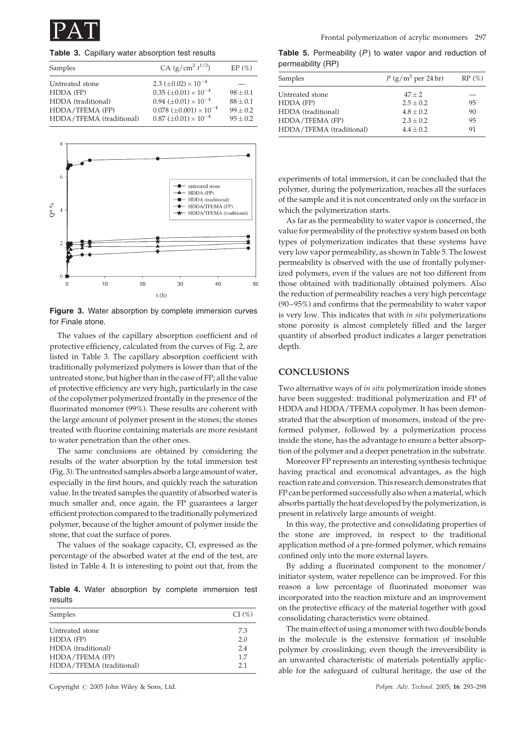**Table 3.** Capillary water absorption test results

| Samples | CA (g/cm$^2$ $t^{1/2}$) | EP (%) |
|---|---|---|
| Untreated stone | 2.3 ($\pm$0.02) $\times 10^{-4}$ | — |
| HDDA (FP) | 0.35 ($\pm$0.01) $\times 10^{-4}$ | 98 $\pm$ 0.1 |
| HDDA (traditional) | 0.94 ($\pm$0.01) $\times 10^{-4}$ | 88 $\pm$ 0.1 |
| HDDA/TFEMA (FP) | 0.078 ($\pm$0.001) $\times 10^{-4}$ | 99 $\pm$ 0.2 |
| HDDA/TFEMA (traditional) | 0.87 ($\pm$0.01) $\times 10^{-4}$ | 95 $\pm$ 0.2 |

Q* %

t (h)

untreated stone
HDDA (FP)
HDDA (traditional)
HDDA/TFEMA (FP)
HDDA/TFEMA (traditional)

0 10 20 30 40 50

0 2 4 6 8

**Figure 3.** Water absorption by complete immersion curves for Finale stone.

The values of the capillary absorption coefficient and of protective efficiency, calculated from the curves of Fig. 2, are listed in Table 3. The capillary absorption coefficient with traditionally polymerized polymers is lower than that of the untreated stone, but higher than in the case of FP; all the value of protective efficiency are very high, particularly in the case of the copolymer polymerized frontally in the presence of the fluorinated monomer (99%). These results are coherent with the large amount of polymer present in the stones; the stones treated with fluorine containing materials are more resistant to water penetration than the other ones.

The same conclusions are obtained by considering the results of the water absorption by the total immersion test (Fig. 3). The untreated samples absorb a large amount of water, especially in the first hours, and quickly reach the saturation value. In the treated samples the quantity of absorbed water is much smaller and, once again, the FP guarantees a larger efficient protection compared to the traditionally polymerized polymer, because of the higher amount of polymer inside the stone, that coat the surface of pores.

The values of the soakage capacity, CI, expressed as the percentage of the absorbed water at the end of the test, are listed in Table 4. It is interesting to point out that, from the experiments of total immersion, it can be concluded that the polymer, during the polymerization, reaches all the surfaces of the sample and it is not concentrated only on the surface in which the polymerization starts.

**Table 4.** Water absorption by complete immersion test results

| Samples | CI (%) |
|---|---|
| Untreated stone | 7.3 |
| HDDA (FP) | 2.0 |
| HDDA (traditional) | 2.4 |
| HDDA/TFEMA (FP) | 1.7 |
| HDDA/TFEMA (traditional) | 2.1 |

**Table 5.** Permeability ($P$) to water vapor and reduction of permeability (RP)

| Samples | $P$ (g/m$^2$ per 24 hr) | RP (%) |
|---|---|---|
| Untreated stone | 47 $\pm$ 2 | — |
| HDDA (FP) | 2.5 $\pm$ 0.2 | 95 |
| HDDA (traditional) | 4.8 $\pm$ 0.2 | 90 |
| HDDA/TFEMA (FP) | 2.3 $\pm$ 0.2 | 95 |
| HDDA/TFEMA (traditional) | 4.4 $\pm$ 0.2 | 91 |

As far as the permeability to water vapor is concerned, the value for permeability of the protective system based on both types of polymerization indicates that these systems have very low vapor permeability, as shown in Table 5. The lowest permeability is observed with the use of frontally polymerized polymers, even if the values are not too different from those obtained with traditionally obtained polymers. Also the reduction of permeability reaches a very high percentage (90–95%) and confirms that the permeability to water vapor is very low. This indicates that with *in situ* polymerizations stone porosity is almost completely filled and the larger quantity of absorbed product indicates a larger penetration depth.

## CONCLUSIONS

Two alternative ways of *in situ* polymerization inside stones have been suggested: traditional polymerization and FP of HDDA and HDDA/TFEMA copolymer. It has been demonstrated that the absorption of monomers, instead of the preformed polymer, followed by a polymerization process inside the stone, has the advantage to ensure a better absorption of the polymer and a deeper penetration in the substrate.

Moreover FP represents an interesting synthesis technique having practical and economical advantages, as the high reaction rate and conversion. This research demonstrates that FP can be performed successfully also when a material, which absorbs partially the heat developed by the polymerization, is present in relatively large amounts of weight.

In this way, the protective and consolidating properties of the stone are improved, in respect to the traditional application method of a pre-formed polymer, which remains confined only into the more external layers.

By adding a fluorinated component to the monomer/initiator system, water repellence can be improved. For this reason a low percentage of fluorinated monomer was incorporated into the reaction mixture and an improvement on the protective efficacy of the material together with good consolidating characteristics were obtained.

The main effect of using a monomer with two double bonds in the molecule is the extensive formation of insoluble polymer by crosslinking; even though the irreversibility is an unwanted characteristic of materials potentially applicable for the safeguard of cultural heritage, the use of the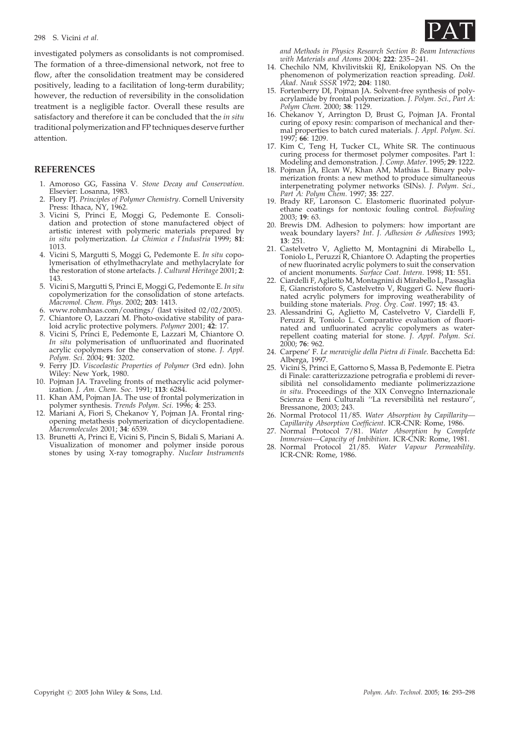investigated polymers as consolidants is not compromised. The formation of a three-dimensional network, not free to flow, after the consolidation treatment may be considered positively, leading to a facilitation of long-term durability; however, the reduction of reversibility in the consolidation treatment is a negligible factor. Overall these results are satisfactory and therefore it can be concluded that the *in situ* traditional polymerization and FP techniques deserve further attention.

## REFERENCES

1. Amoroso GG, Fassina V. *Stone Decay and Conservation*. Elsevier: Losanna, 1983.
2. Flory PJ. *Principles of Polymer Chemistry*. Cornell University Press: Ithaca, NY, 1962.
3. Vicini S, Princi E, Moggi G, Pedemonte E. Consolidation and protection of stone manufactered object of artistic interest with polymeric materials prepared by *in situ* polymerization. *La Chimica e l'Industria* 1999; **81**: 1013.
4. Vicini S, Margutti S, Moggi G, Pedemonte E. *In situ* copolymerisation of ethylmethacrylate and methylacrylate for the restoration of stone artefacts. *J. Cultural Heritage* 2001; **2**: 143.
5. Vicini S, Margutti S, Princi E, Moggi G, Pedemonte E. *In situ* copolymerization for the consolidation of stone artefacts. *Macromol. Chem. Phys.* 2002; **203**: 1413.
6. www.rohmhaas.com/coatings/ (last visited 02/02/2005).
7. Chiantore O, Lazzari M. Photo-oxidative stability of paraloid acrylic protective polymers. *Polymer* 2001; **42**: 17.
8. Vicini S, Princi E, Pedemonte E, Lazzari M, Chiantore O. *In situ* polymerisation of unfluorinated and fluorinated acrylic copolymers for the conservation of stone. *J. Appl. Polym. Sci.* 2004; **91**: 3202.
9. Ferry JD. *Viscoelastic Properties of Polymer* (3rd edn). John Wiley: New York, 1980.
10. Pojman JA. Traveling fronts of methacrylic acid polymerization. *J. Am. Chem. Soc.* 1991; **113**: 6284.
11. Khan AM, Pojman JA. The use of frontal polymerization in polymer synthesis. *Trends Polym. Sci.* 1996; **4**: 253.
12. Mariani A, Fiori S, Chekanov Y, Pojman JA. Frontal ring-opening metathesis polymerization of dicyclopentadiene. *Macromolecules* 2001; **34**: 6539.
13. Brunetti A, Princi E, Vicini S, Pincin S, Bidali S, Mariani A. Visualization of monomer and polymer inside porous stones by using X-ray tomography. *Nuclear Instruments and Methods in Physics Research Section B: Beam Interactions with Materials and Atoms* 2004; **222**: 235–241.
14. Chechilo NM, Khvilivitskii RJ, Enikolopyan NS. On the phenomenon of polymerization reaction spreading. *Dokl. Akad. Nauk SSSR* 1972; **204**: 1180.
15. Fortenberry DI, Pojman JA. Solvent-free synthesis of polyacrylamide by frontal polymerization. *J. Polym. Sci., Part A: Polym Chem.* 2000; **38**: 1129.
16. Chekanov Y, Arrington D, Brust G, Pojman JA. Frontal curing of epoxy resin: comparison of mechanical and thermal properties to batch cured materials. *J. Appl. Polym. Sci.* 1997; **66**: 1209.
17. Kim C, Teng H, Tucker CL, White SR. The continuous curing process for thermoset polymer composites. Part 1: Modeling and demonstration. *J. Comp. Mater.* 1995; **29**: 1222.
18. Pojman JA, Elcan W, Khan AM, Mathias L. Binary polymerization fronts: a new method to produce simultaneous interpenetrating polymer networks (SINs). *J. Polym. Sci., Part A: Polym Chem.* 1997; **35**: 227.
19. Brady RF, Laronson C. Elastomeric fluorinated polyurethane coatings for nontoxic fouling control. *Biofouling* 2003; **19**: 63.
20. Brewis DM. Adhesion to polymers: how important are weak boundary layers? *Int. J. Adhesion & Adhesives* 1993; **13**: 251.
21. Castelvetro V, Aglietto M, Montagnini di Mirabello L, Toniolo L, Peruzzi R, Chiantore O. Adapting the properties of new fluorinated acrylic polymers to suit the conservation of ancient monuments. *Surface Coat. Intern.* 1998; **11**: 551.
22. Ciardelli F, Aglietto M, Montagnini di Mirabello L, Passaglia E, Giancristoforo S, Castelvetro V, Ruggeri G. New fluorinated acrylic polymers for improving weatherability of building stone materials. *Prog. Org. Coat.* 1997; **15**: 43.
23. Alessandrini G, Aglietto M, Castelvetro V, Ciardelli F, Peruzzi R, Toniolo L. Comparative evaluation of fluorinated and unfluorinated acrylic copolymers as water-repellent coating material for stone. *J. Appl. Polym. Sci.* 2000; **76**: 962.
24. Carpene' F. *Le meraviglie della Pietra di Finale*. Bacchetta Ed: Alberga, 1997.
25. Vicini S, Princi E, Gattorno S, Massa B, Pedemonte E. Pietra di Finale: caratterizzazione petrografia e problemi di reversibilità nel consolidamento mediante polimerizzazione *in situ*. Proceedings of the XIX Convegno Internazionale Scienza e Beni Culturali ''La reversibilità nel restauro'', Bressanone, 2003; 243.
26. Normal Protocol 11/85. *Water Absorption by Capillarity—Capillarity Absorption Coefficient*. ICR-CNR: Rome, 1986.
27. Normal Protocol 7/81. *Water Absorption by Complete Immersion—Capacity of Imbibition*. ICR-CNR: Rome, 1981.
28. Normal Protocol 21/85. *Water Vapour Permeability*. ICR-CNR: Rome, 1986.